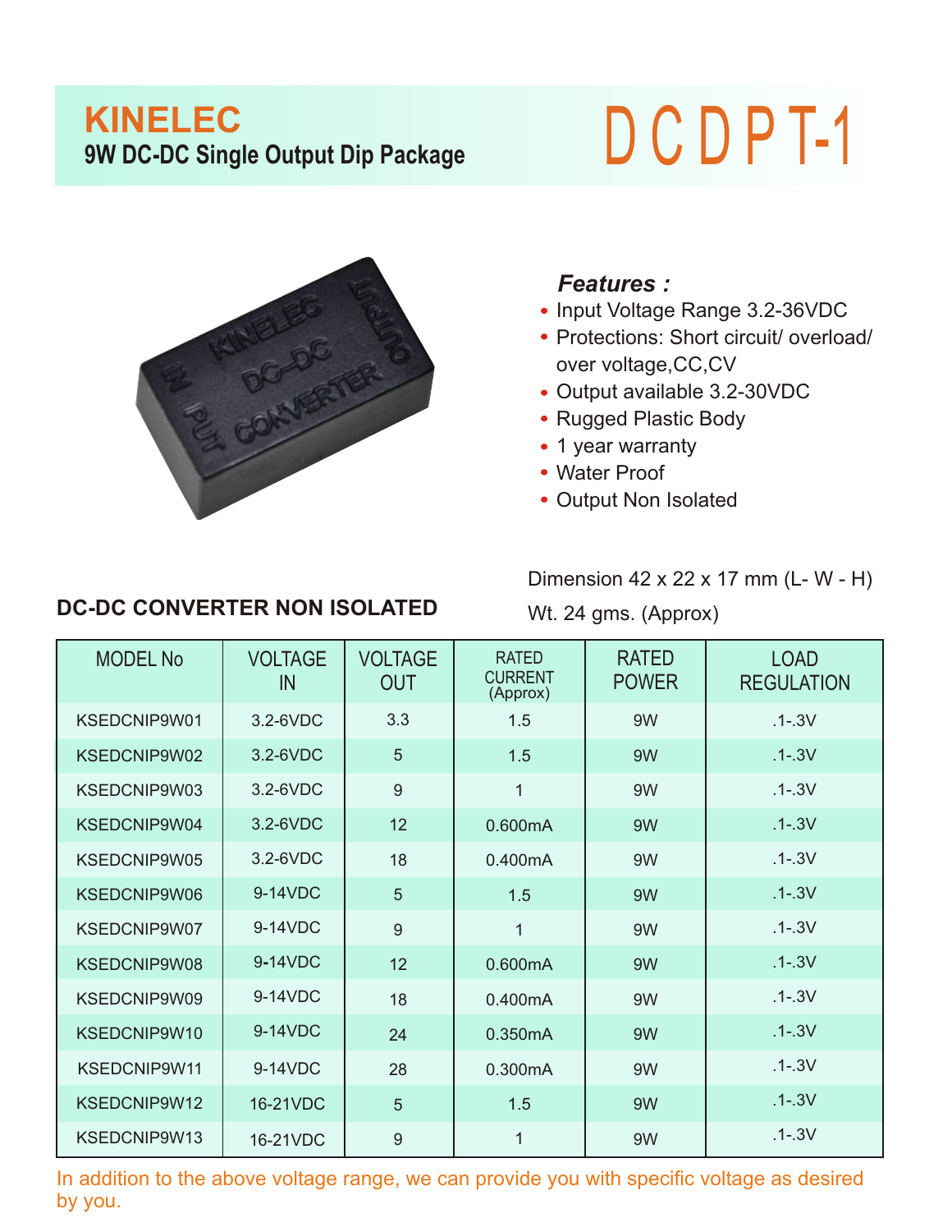# KINELEC

## 9W DC-DC Single Output Dip Package

# DCDPT-1

***Features :***

- Input Voltage Range 3.2-36VDC
- Protections: Short circuit/ overload/ over voltage,CC,CV
- Output available 3.2-30VDC
- Rugged Plastic Body
- 1 year warranty
- Water Proof
- Output Non Isolated

Dimension 42 x 22 x 17 mm (L- W - H)

Wt. 24 gms. (Approx)

### DC-DC CONVERTER NON ISOLATED

| MODEL No | VOLTAGE IN | VOLTAGE OUT | RATED CURRENT (Approx) | RATED POWER | LOAD REGULATION |
|---|---|---|---|---|---|
| KSEDCNIP9W01 | 3.2-6VDC | 3.3 | 1.5 | 9W | .1-.3V |
| KSEDCNIP9W02 | 3.2-6VDC | 5 | 1.5 | 9W | .1-.3V |
| KSEDCNIP9W03 | 3.2-6VDC | 9 | 1 | 9W | .1-.3V |
| KSEDCNIP9W04 | 3.2-6VDC | 12 | 0.600mA | 9W | .1-.3V |
| KSEDCNIP9W05 | 3.2-6VDC | 18 | 0.400mA | 9W | .1-.3V |
| KSEDCNIP9W06 | 9-14VDC | 5 | 1.5 | 9W | .1-.3V |
| KSEDCNIP9W07 | 9-14VDC | 9 | 1 | 9W | .1-.3V |
| KSEDCNIP9W08 | 9-14VDC | 12 | 0.600mA | 9W | .1-.3V |
| KSEDCNIP9W09 | 9-14VDC | 18 | 0.400mA | 9W | .1-.3V |
| KSEDCNIP9W10 | 9-14VDC | 24 | 0.350mA | 9W | .1-.3V |
| KSEDCNIP9W11 | 9-14VDC | 28 | 0.300mA | 9W | .1-.3V |
| KSEDCNIP9W12 | 16-21VDC | 5 | 1.5 | 9W | .1-.3V |
| KSEDCNIP9W13 | 16-21VDC | 9 | 1 | 9W | .1-.3V |

In addition to the above voltage range, we can provide you with specific voltage as desired by you.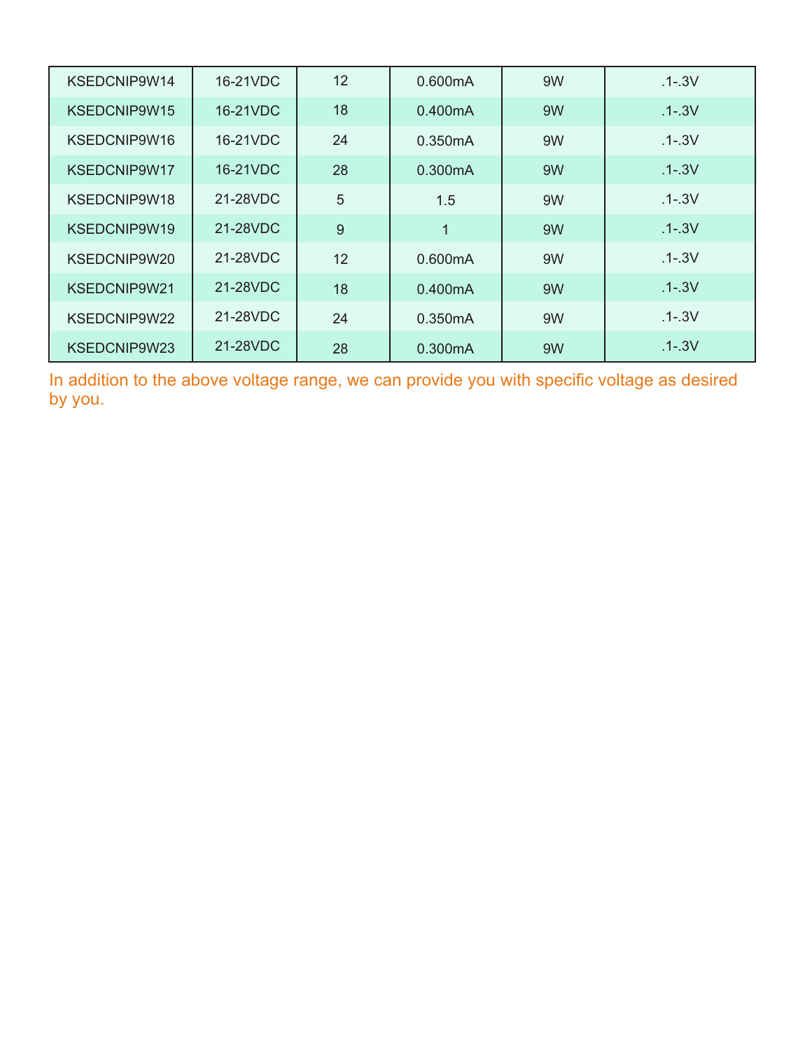| | | | | | |
|---|---|---|---|---|---|
| KSEDCNIP9W14 | 16-21VDC | 12 | 0.600mA | 9W | .1-.3V |
| KSEDCNIP9W15 | 16-21VDC | 18 | 0.400mA | 9W | .1-.3V |
| KSEDCNIP9W16 | 16-21VDC | 24 | 0.350mA | 9W | .1-.3V |
| KSEDCNIP9W17 | 16-21VDC | 28 | 0.300mA | 9W | .1-.3V |
| KSEDCNIP9W18 | 21-28VDC | 5 | 1.5 | 9W | .1-.3V |
| KSEDCNIP9W19 | 21-28VDC | 9 | 1 | 9W | .1-.3V |
| KSEDCNIP9W20 | 21-28VDC | 12 | 0.600mA | 9W | .1-.3V |
| KSEDCNIP9W21 | 21-28VDC | 18 | 0.400mA | 9W | .1-.3V |
| KSEDCNIP9W22 | 21-28VDC | 24 | 0.350mA | 9W | .1-.3V |
| KSEDCNIP9W23 | 21-28VDC | 28 | 0.300mA | 9W | .1-.3V |

In addition to the above voltage range, we can provide you with specific voltage as desired by you.